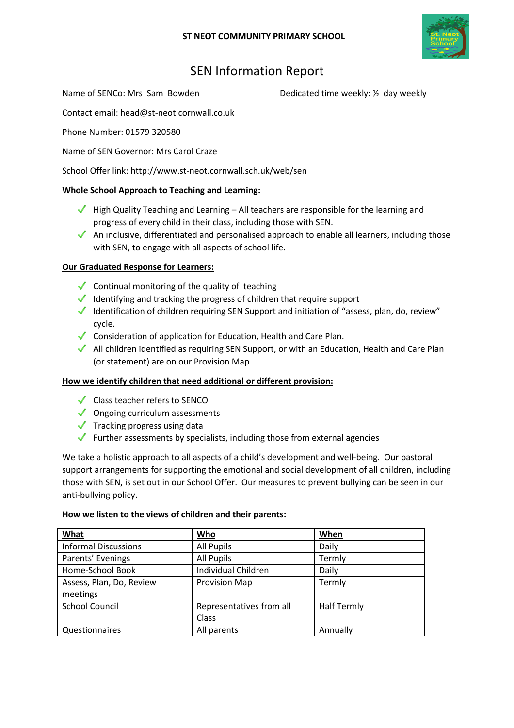ST NEOT COMMUNITY PRIMARY SCHOOL

# SEN Information Report

Name of SENCo: Mrs Sam Bowden

Dedicated time weekly: ½ day weekly

Contact email: head@st-neot.cornwall.co.uk

Phone Number: 01579 320580

Name of SEN Governor: Mrs Carol Craze

School Offer link: http://www.st-neot.cornwall.sch.uk/web/sen

## Whole School Approach to Teaching and Learning:

- ✓ High Quality Teaching and Learning – All teachers are responsible for the learning and progress of every child in their class, including those with SEN.
- ✓ An inclusive, differentiated and personalised approach to enable all learners, including those with SEN, to engage with all aspects of school life.

## Our Graduated Response for Learners:

- ✓ Continual monitoring of the quality of teaching
- ✓ Identifying and tracking the progress of children that require support
- ✓ Identification of children requiring SEN Support and initiation of "assess, plan, do, review" cycle.
- ✓ Consideration of application for Education, Health and Care Plan.
- ✓ All children identified as requiring SEN Support, or with an Education, Health and Care Plan (or statement) are on our Provision Map

## How we identify children that need additional or different provision:

- ✓ Class teacher refers to SENCO
- ✓ Ongoing curriculum assessments
- ✓ Tracking progress using data
- ✓ Further assessments by specialists, including those from external agencies

We take a holistic approach to all aspects of a child's development and well-being. Our pastoral support arrangements for supporting the emotional and social development of all children, including those with SEN, is set out in our School Offer. Our measures to prevent bullying can be seen in our anti-bullying policy.

## How we listen to the views of children and their parents:

| What | Who | When |
|---|---|---|
| Informal Discussions | All Pupils | Daily |
| Parents' Evenings | All Pupils | Termly |
| Home-School Book | Individual Children | Daily |
| Assess, Plan, Do, Review meetings | Provision Map | Termly |
| School Council | Representatives from all Class | Half Termly |
| Questionnaires | All parents | Annually |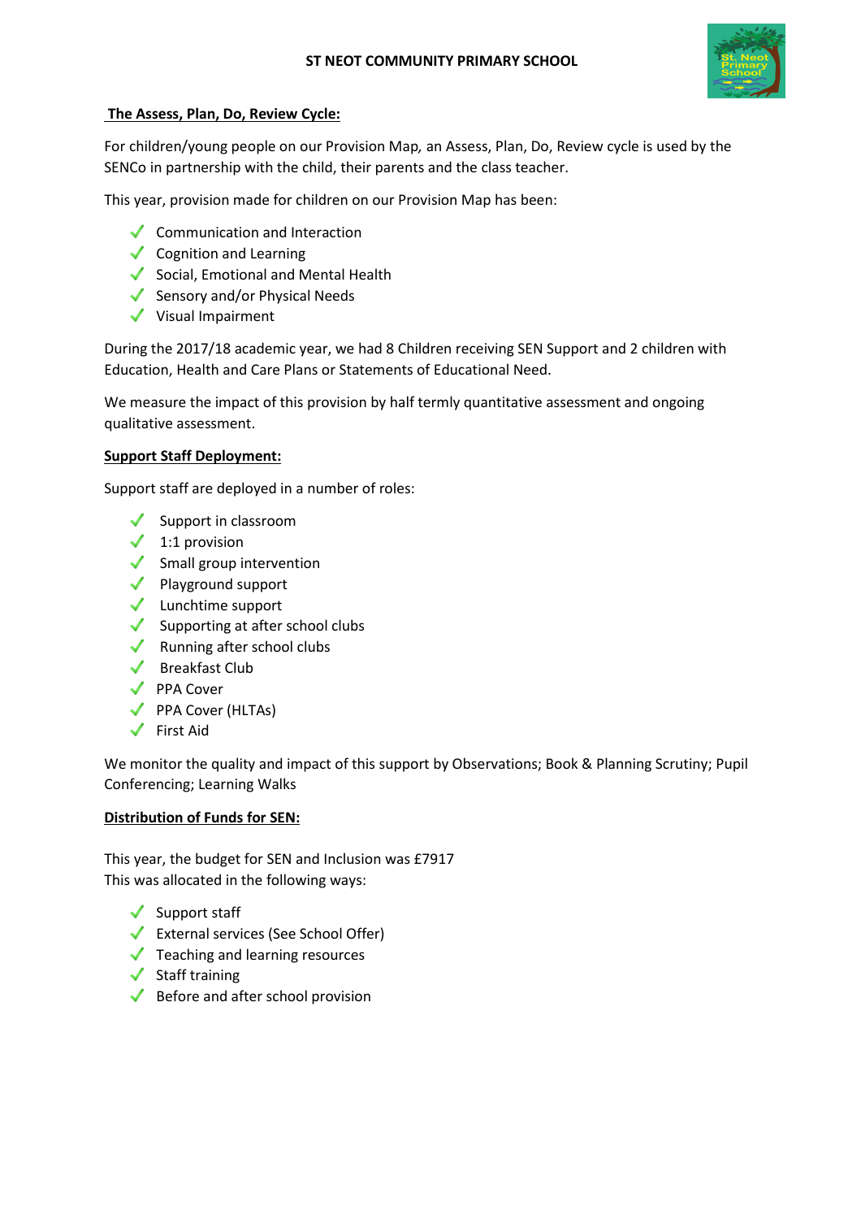## The Assess, Plan, Do, Review Cycle:

For children/young people on our Provision Map, an Assess, Plan, Do, Review cycle is used by the SENCo in partnership with the child, their parents and the class teacher.

This year, provision made for children on our Provision Map has been:

- Communication and Interaction
- Cognition and Learning
- Social, Emotional and Mental Health
- Sensory and/or Physical Needs
- Visual Impairment

During the 2017/18 academic year, we had 8 Children receiving SEN Support and 2 children with Education, Health and Care Plans or Statements of Educational Need.

We measure the impact of this provision by half termly quantitative assessment and ongoing qualitative assessment.

## Support Staff Deployment:

Support staff are deployed in a number of roles:

- Support in classroom
- 1:1 provision
- Small group intervention
- Playground support
- Lunchtime support
- Supporting at after school clubs
- Running after school clubs
- Breakfast Club
- PPA Cover
- PPA Cover (HLTAs)
- First Aid

We monitor the quality and impact of this support by Observations; Book & Planning Scrutiny; Pupil Conferencing; Learning Walks

## Distribution of Funds for SEN:

This year, the budget for SEN and Inclusion was £7917
This was allocated in the following ways:

- Support staff
- External services (See School Offer)
- Teaching and learning resources
- Staff training
- Before and after school provision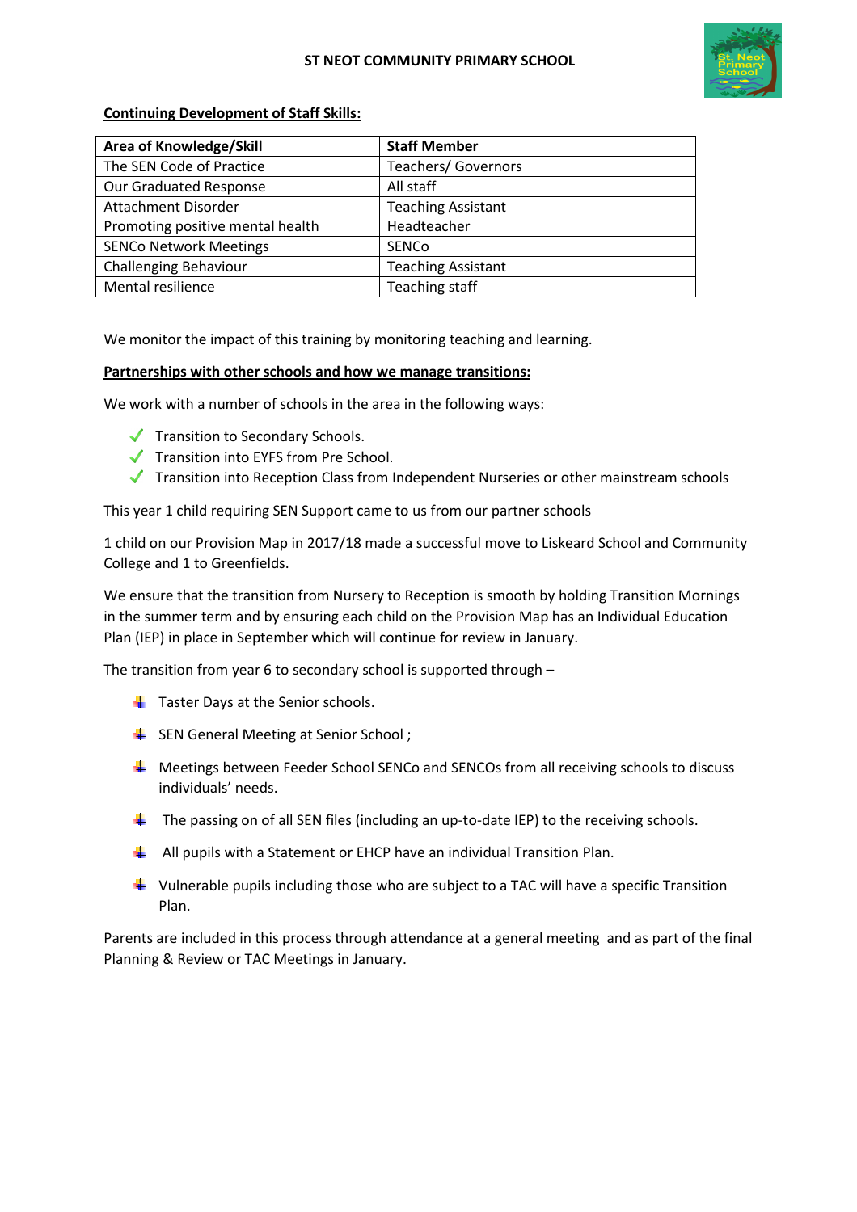**Continuing Development of Staff Skills:**

| Area of Knowledge/Skill | Staff Member |
|---|---|
| The SEN Code of Practice | Teachers/ Governors |
| Our Graduated Response | All staff |
| Attachment Disorder | Teaching Assistant |
| Promoting positive mental health | Headteacher |
| SENCo Network Meetings | SENCo |
| Challenging Behaviour | Teaching Assistant |
| Mental resilience | Teaching staff |

We monitor the impact of this training by monitoring teaching and learning.

**Partnerships with other schools and how we manage transitions:**

We work with a number of schools in the area in the following ways:

- ✓ Transition to Secondary Schools.
- ✓ Transition into EYFS from Pre School.
- ✓ Transition into Reception Class from Independent Nurseries or other mainstream schools

This year 1 child requiring SEN Support came to us from our partner schools

1 child on our Provision Map in 2017/18 made a successful move to Liskeard School and Community College and 1 to Greenfields.

We ensure that the transition from Nursery to Reception is smooth by holding Transition Mornings in the summer term and by ensuring each child on the Provision Map has an Individual Education Plan (IEP) in place in September which will continue for review in January.

The transition from year 6 to secondary school is supported through –

- Taster Days at the Senior schools.
- SEN General Meeting at Senior School ;
- Meetings between Feeder School SENCo and SENCOs from all receiving schools to discuss individuals' needs.
- The passing on of all SEN files (including an up-to-date IEP) to the receiving schools.
- All pupils with a Statement or EHCP have an individual Transition Plan.
- Vulnerable pupils including those who are subject to a TAC will have a specific Transition Plan.

Parents are included in this process through attendance at a general meeting and as part of the final Planning & Review or TAC Meetings in January.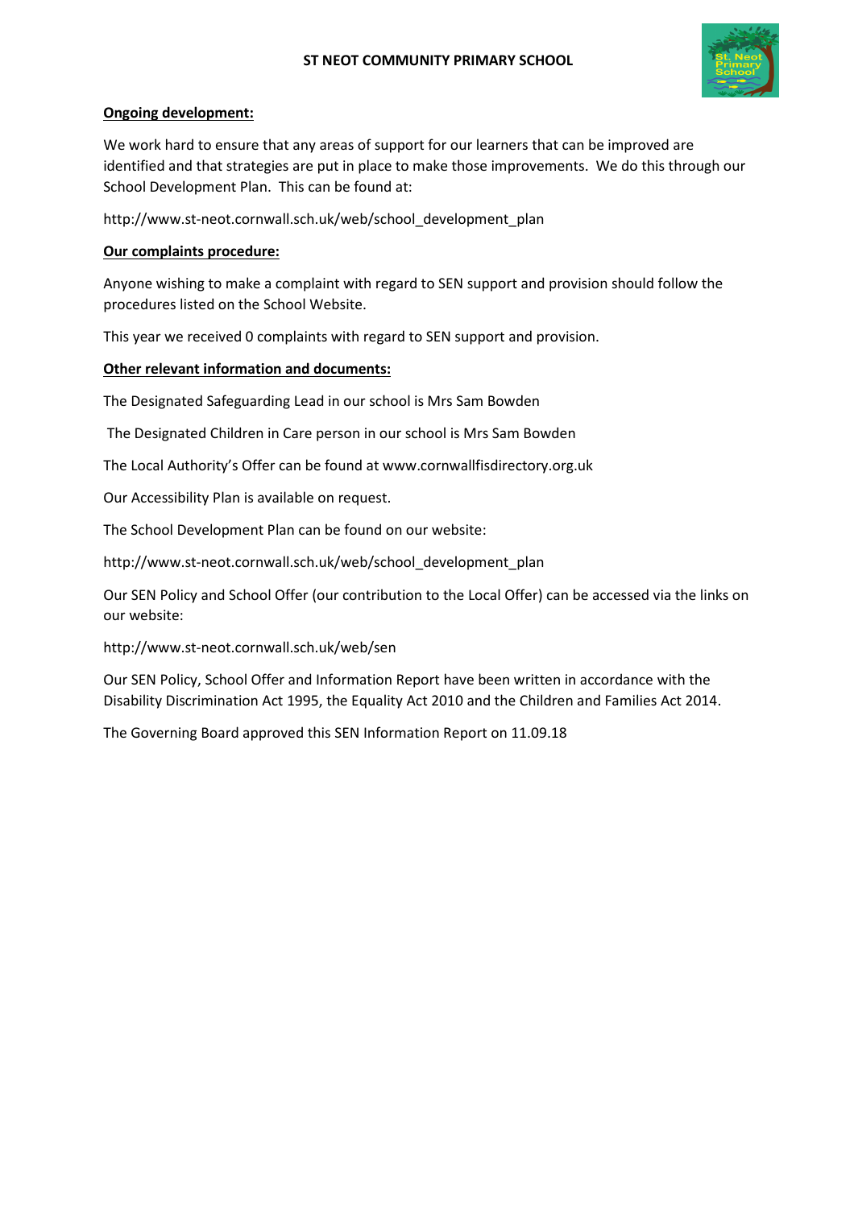### Ongoing development:

We work hard to ensure that any areas of support for our learners that can be improved are identified and that strategies are put in place to make those improvements. We do this through our School Development Plan. This can be found at:

http://www.st-neot.cornwall.sch.uk/web/school_development_plan

### Our complaints procedure:

Anyone wishing to make a complaint with regard to SEN support and provision should follow the procedures listed on the School Website.

This year we received 0 complaints with regard to SEN support and provision.

### Other relevant information and documents:

The Designated Safeguarding Lead in our school is Mrs Sam Bowden

The Designated Children in Care person in our school is Mrs Sam Bowden

The Local Authority's Offer can be found at www.cornwallfisdirectory.org.uk

Our Accessibility Plan is available on request.

The School Development Plan can be found on our website:

http://www.st-neot.cornwall.sch.uk/web/school_development_plan

Our SEN Policy and School Offer (our contribution to the Local Offer) can be accessed via the links on our website:

http://www.st-neot.cornwall.sch.uk/web/sen

Our SEN Policy, School Offer and Information Report have been written in accordance with the Disability Discrimination Act 1995, the Equality Act 2010 and the Children and Families Act 2014.

The Governing Board approved this SEN Information Report on 11.09.18